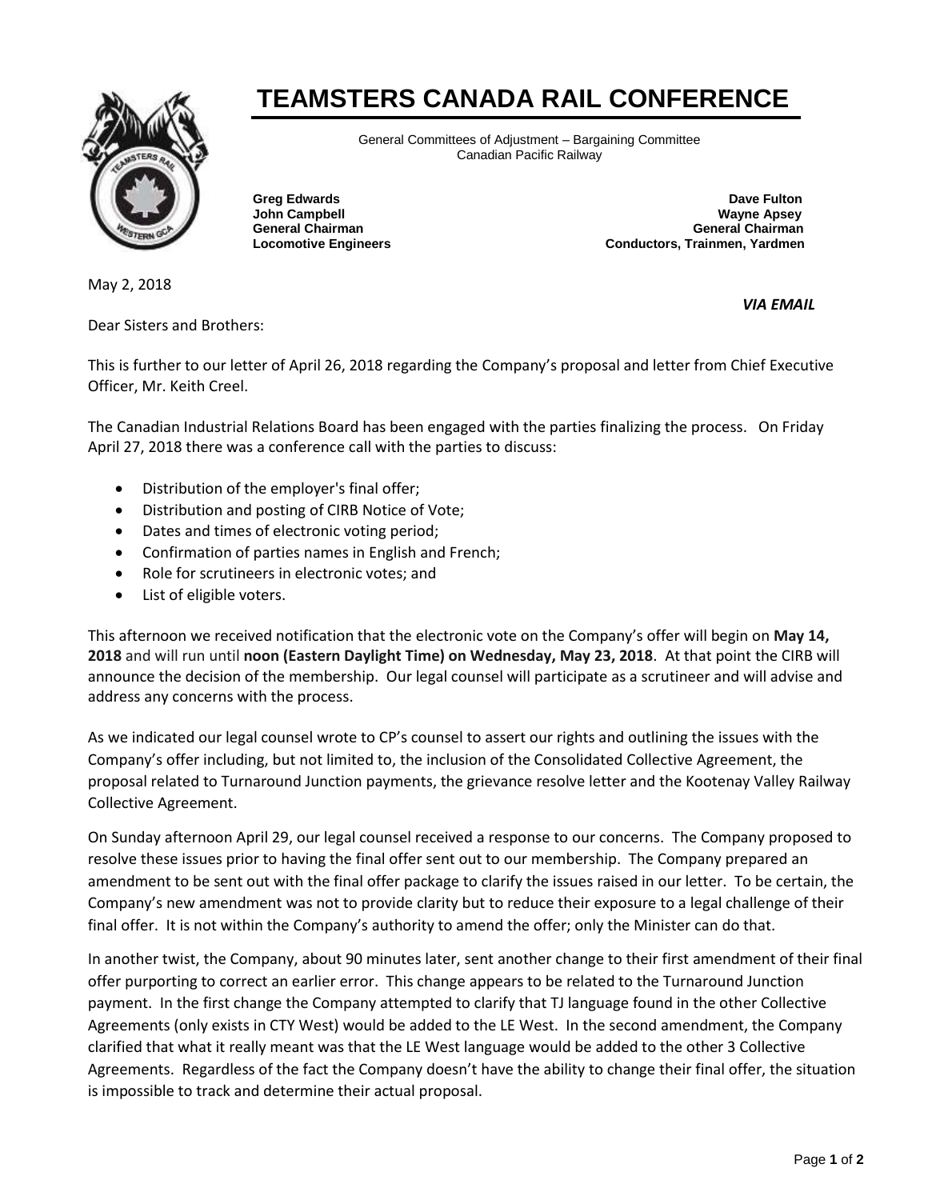# TEAMSTERS CANADA RAIL CONFERENCE

General Committees of Adjustment – Bargaining Committee
Canadian Pacific Railway

**Greg Edwards**
**John Campbell**
**General Chairman**
**Locomotive Engineers**

**Dave Fulton**
**Wayne Apsey**
**General Chairman**
**Conductors, Trainmen, Yardmen**

May 2, 2018

***VIA EMAIL***

Dear Sisters and Brothers:

This is further to our letter of April 26, 2018 regarding the Company's proposal and letter from Chief Executive Officer, Mr. Keith Creel.

The Canadian Industrial Relations Board has been engaged with the parties finalizing the process. On Friday April 27, 2018 there was a conference call with the parties to discuss:

- Distribution of the employer's final offer;
- Distribution and posting of CIRB Notice of Vote;
- Dates and times of electronic voting period;
- Confirmation of parties names in English and French;
- Role for scrutineers in electronic votes; and
- List of eligible voters.

This afternoon we received notification that the electronic vote on the Company's offer will begin on **May 14, 2018** and will run until **noon (Eastern Daylight Time) on Wednesday, May 23, 2018**. At that point the CIRB will announce the decision of the membership. Our legal counsel will participate as a scrutineer and will advise and address any concerns with the process.

As we indicated our legal counsel wrote to CP's counsel to assert our rights and outlining the issues with the Company's offer including, but not limited to, the inclusion of the Consolidated Collective Agreement, the proposal related to Turnaround Junction payments, the grievance resolve letter and the Kootenay Valley Railway Collective Agreement.

On Sunday afternoon April 29, our legal counsel received a response to our concerns. The Company proposed to resolve these issues prior to having the final offer sent out to our membership. The Company prepared an amendment to be sent out with the final offer package to clarify the issues raised in our letter. To be certain, the Company's new amendment was not to provide clarity but to reduce their exposure to a legal challenge of their final offer. It is not within the Company's authority to amend the offer; only the Minister can do that.

In another twist, the Company, about 90 minutes later, sent another change to their first amendment of their final offer purporting to correct an earlier error. This change appears to be related to the Turnaround Junction payment. In the first change the Company attempted to clarify that TJ language found in the other Collective Agreements (only exists in CTY West) would be added to the LE West. In the second amendment, the Company clarified that what it really meant was that the LE West language would be added to the other 3 Collective Agreements. Regardless of the fact the Company doesn't have the ability to change their final offer, the situation is impossible to track and determine their actual proposal.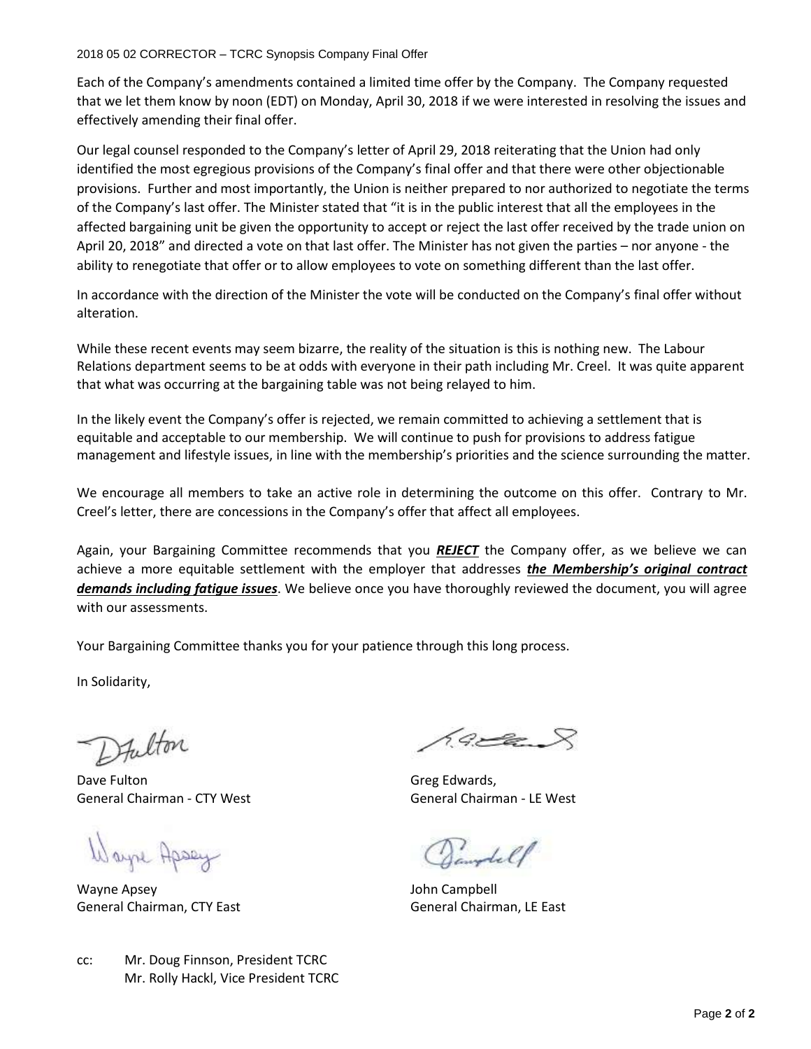Each of the Company's amendments contained a limited time offer by the Company. The Company requested that we let them know by noon (EDT) on Monday, April 30, 2018 if we were interested in resolving the issues and effectively amending their final offer.

Our legal counsel responded to the Company's letter of April 29, 2018 reiterating that the Union had only identified the most egregious provisions of the Company's final offer and that there were other objectionable provisions. Further and most importantly, the Union is neither prepared to nor authorized to negotiate the terms of the Company's last offer. The Minister stated that "it is in the public interest that all the employees in the affected bargaining unit be given the opportunity to accept or reject the last offer received by the trade union on April 20, 2018" and directed a vote on that last offer. The Minister has not given the parties – nor anyone - the ability to renegotiate that offer or to allow employees to vote on something different than the last offer.

In accordance with the direction of the Minister the vote will be conducted on the Company's final offer without alteration.

While these recent events may seem bizarre, the reality of the situation is this is nothing new. The Labour Relations department seems to be at odds with everyone in their path including Mr. Creel. It was quite apparent that what was occurring at the bargaining table was not being relayed to him.

In the likely event the Company's offer is rejected, we remain committed to achieving a settlement that is equitable and acceptable to our membership. We will continue to push for provisions to address fatigue management and lifestyle issues, in line with the membership's priorities and the science surrounding the matter.

We encourage all members to take an active role in determining the outcome on this offer. Contrary to Mr. Creel's letter, there are concessions in the Company's offer that affect all employees.

Again, your Bargaining Committee recommends that you ***REJECT*** the Company offer, as we believe we can achieve a more equitable settlement with the employer that addresses ***the Membership's original contract demands including fatigue issues***. We believe once you have thoroughly reviewed the document, you will agree with our assessments.

Your Bargaining Committee thanks you for your patience through this long process.

In Solidarity,

Dave Fulton
General Chairman - CTY West

Greg Edwards,
General Chairman - LE West

Wayne Apsey
General Chairman, CTY East

John Campbell
General Chairman, LE East

cc: Mr. Doug Finnson, President TCRC
Mr. Rolly Hackl, Vice President TCRC